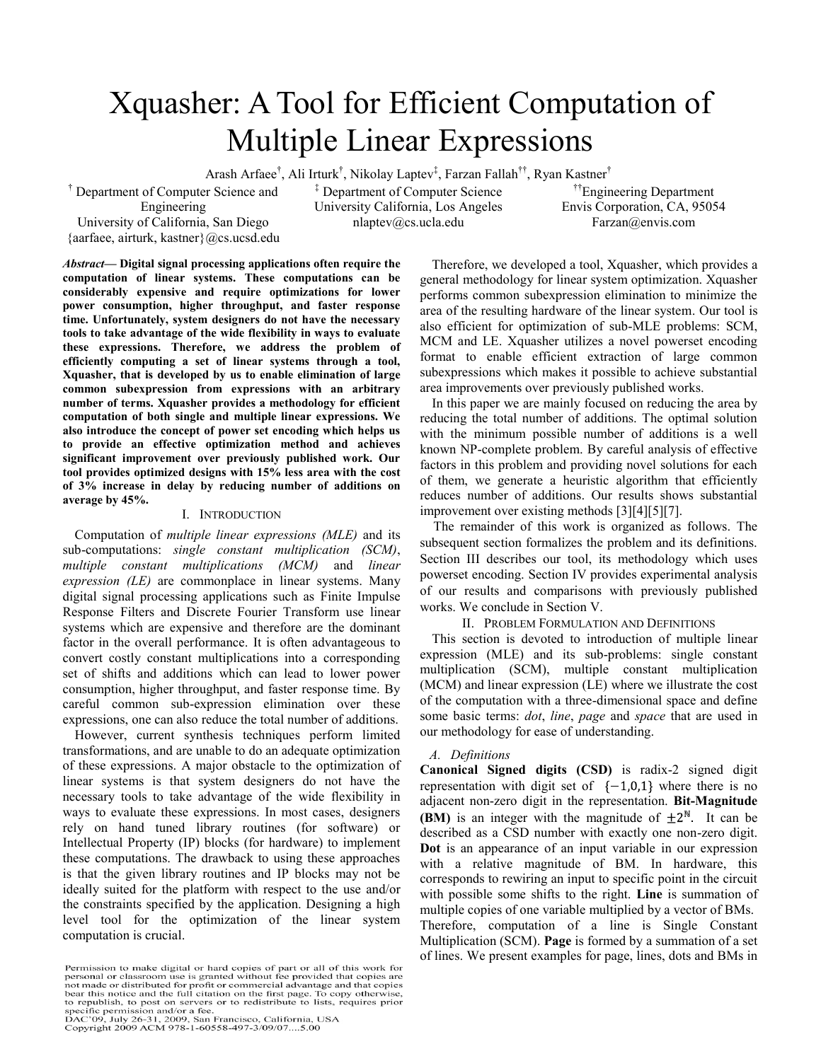# Xquasher: A Tool for Efficient Computation of Multiple Linear Expressions

Arash Arfaee[†], Ali Irturk[†], Nikolay Laptev[‡], Farzan Fallah[††], Ryan Kastner[†]

[†] Department of Computer Science and Engineering
University of California, San Diego
{aarfaee, airturk, kastner}@cs.ucsd.edu

[‡] Department of Computer Science
University California, Los Angeles
nlaptev@cs.ucla.edu

[††]Engineering Department
Envis Corporation, CA, 95054
Farzan@envis.com

***Abstract*— Digital signal processing applications often require the computation of linear systems. These computations can be considerably expensive and require optimizations for lower power consumption, higher throughput, and faster response time. Unfortunately, system designers do not have the necessary tools to take advantage of the wide flexibility in ways to evaluate these expressions. Therefore, we address the problem of efficiently computing a set of linear systems through a tool, Xquasher, that is developed by us to enable elimination of large common subexpression from expressions with an arbitrary number of terms. Xquasher provides a methodology for efficient computation of both single and multiple linear expressions. We also introduce the concept of power set encoding which helps us to provide an effective optimization method and achieves significant improvement over previously published work. Our tool provides optimized designs with 15% less area with the cost of 3% increase in delay by reducing number of additions on average by 45%.**

## I. Introduction

Computation of *multiple linear expressions (MLE)* and its sub-computations: *single constant multiplication (SCM)*, *multiple constant multiplications (MCM)* and *linear expression (LE)* are commonplace in linear systems. Many digital signal processing applications such as Finite Impulse Response Filters and Discrete Fourier Transform use linear systems which are expensive and therefore are the dominant factor in the overall performance. It is often advantageous to convert costly constant multiplications into a corresponding set of shifts and additions which can lead to lower power consumption, higher throughput, and faster response time. By careful common sub-expression elimination over these expressions, one can also reduce the total number of additions.

However, current synthesis techniques perform limited transformations, and are unable to do an adequate optimization of these expressions. A major obstacle to the optimization of linear systems is that system designers do not have the necessary tools to take advantage of the wide flexibility in ways to evaluate these expressions. In most cases, designers rely on hand tuned library routines (for software) or Intellectual Property (IP) blocks (for hardware) to implement these computations. The drawback to using these approaches is that the given library routines and IP blocks may not be ideally suited for the platform with respect to the use and/or the constraints specified by the application. Designing a high level tool for the optimization of the linear system computation is crucial.

Therefore, we developed a tool, Xquasher, which provides a general methodology for linear system optimization. Xquasher performs common subexpression elimination to minimize the area of the resulting hardware of the linear system. Our tool is also efficient for optimization of sub-MLE problems: SCM, MCM and LE. Xquasher utilizes a novel powerset encoding format to enable efficient extraction of large common subexpressions which makes it possible to achieve substantial area improvements over previously published works.

In this paper we are mainly focused on reducing the area by reducing the total number of additions. The optimal solution with the minimum possible number of additions is a well known NP-complete problem. By careful analysis of effective factors in this problem and providing novel solutions for each of them, we generate a heuristic algorithm that efficiently reduces number of additions. Our results shows substantial improvement over existing methods [3][4][5][7].

The remainder of this work is organized as follows. The subsequent section formalizes the problem and its definitions. Section III describes our tool, its methodology which uses powerset encoding. Section IV provides experimental analysis of our results and comparisons with previously published works. We conclude in Section V.

## II. Problem Formulation and Definitions

This section is devoted to introduction of multiple linear expression (MLE) and its sub-problems: single constant multiplication (SCM), multiple constant multiplication (MCM) and linear expression (LE) where we illustrate the cost of the computation with a three-dimensional space and define some basic terms: *dot*, *line*, *page* and *space* that are used in our methodology for ease of understanding.

### A. Definitions

**Canonical Signed digits (CSD)** is radix-2 signed digit representation with digit set of $\{-1,0,1\}$ where there is no adjacent non-zero digit in the representation. **Bit-Magnitude (BM)** is an integer with the magnitude of $\pm 2^{\mathbb{N}}$. It can be described as a CSD number with exactly one non-zero digit. **Dot** is an appearance of an input variable in our expression with a relative magnitude of BM. In hardware, this corresponds to rewiring an input to specific point in the circuit with possible some shifts to the right. **Line** is summation of multiple copies of one variable multiplied by a vector of BMs. Therefore, computation of a line is Single Constant Multiplication (SCM). **Page** is formed by a summation of a set of lines. We present examples for page, lines, dots and BMs in

Permission to make digital or hard copies of part or all of this work for personal or classroom use is granted without fee provided that copies are not made or distributed for profit or commercial advantage and that copies bear this notice and the full citation on the first page. To copy otherwise, to republish, to post on servers or to redistribute to lists, requires prior specific permission and/or a fee.
DAC'09, July 26-31, 2009, San Francisco, California, USA
Copyright 2009 ACM 978-1-60558-497-3/09/07....5.00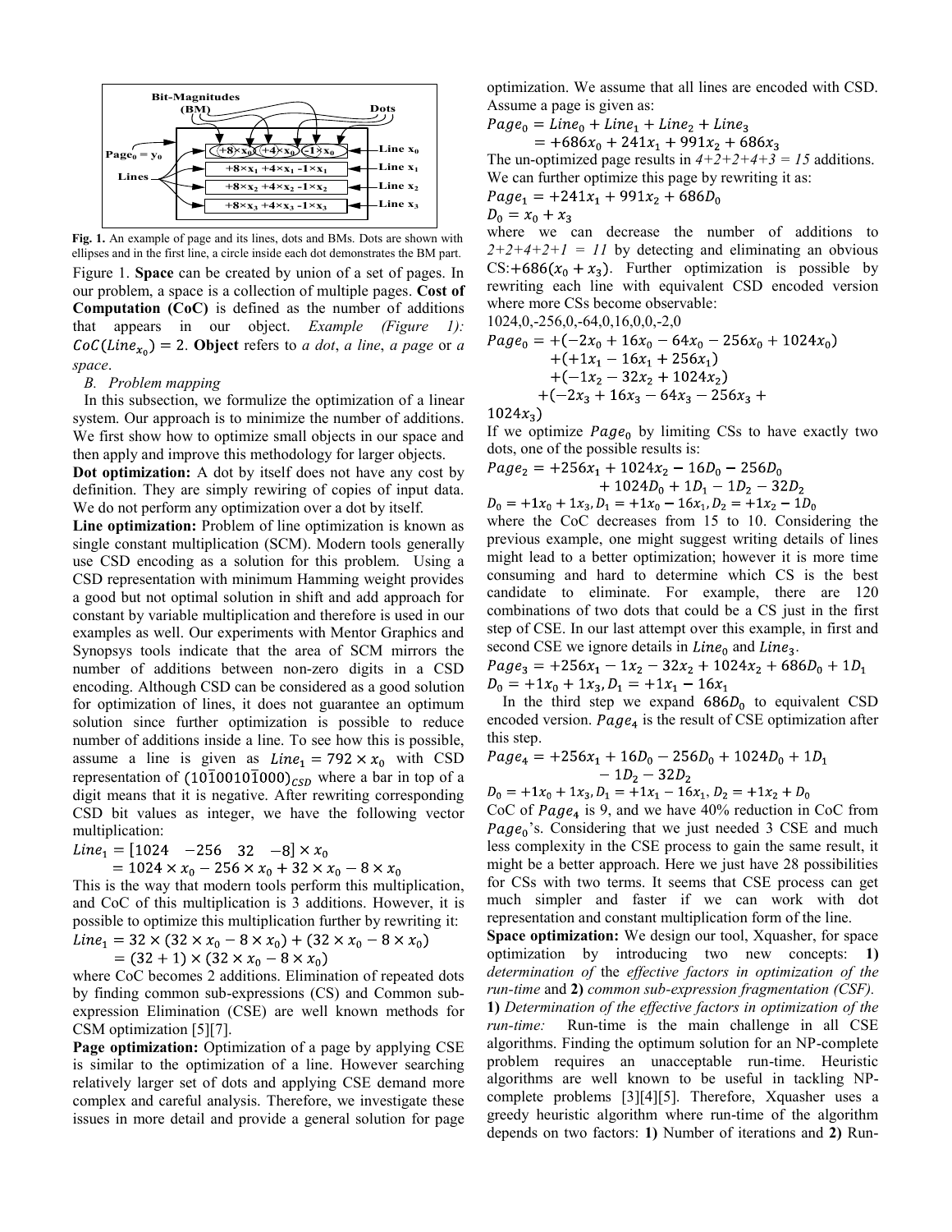Fig. 1. An example of page and its lines, dots and BMs. Dots are shown with ellipses and in the first line, a circle inside each dot demonstrates the BM part.

Figure 1. **Space** can be created by union of a set of pages. In our problem, a space is a collection of multiple pages. **Cost of Computation (CoC)** is defined as the number of additions that appears in our object. *Example (Figure 1):* $CoC(Line_{x_0}) = 2$. **Object** refers to *a dot*, *a line*, *a page* or *a space*.

*B. Problem mapping*

In this subsection, we formulize the optimization of a linear system. Our approach is to minimize the number of additions. We first show how to optimize small objects in our space and then apply and improve this methodology for larger objects.

**Dot optimization:** A dot by itself does not have any cost by definition. They are simply rewiring of copies of input data. We do not perform any optimization over a dot by itself.

**Line optimization:** Problem of line optimization is known as single constant multiplication (SCM). Modern tools generally use CSD encoding as a solution for this problem. Using a CSD representation with minimum Hamming weight provides a good but not optimal solution in shift and add approach for constant by variable multiplication and therefore is used in our examples as well. Our experiments with Mentor Graphics and Synopsys tools indicate that the area of SCM mirrors the number of additions between non-zero digits in a CSD encoding. Although CSD can be considered as a good solution for optimization of lines, it does not guarantee an optimum solution since further optimization is possible to reduce number of additions inside a line. To see how this is possible, assume a line is given as $Line_1 = 792 \times x_0$ with CSD representation of $(10\bar{1}0010\bar{1}000)_{CSD}$ where a bar in top of a digit means that it is negative. After rewriting corresponding CSD bit values as integer, we have the following vector multiplication:

$$Line_1 = [1024 \quad -256 \quad 32 \quad -8] \times x_0$$
$$= 1024 \times x_0 - 256 \times x_0 + 32 \times x_0 - 8 \times x_0$$

This is the way that modern tools perform this multiplication, and CoC of this multiplication is 3 additions. However, it is possible to optimize this multiplication further by rewriting it:

$$Line_1 = 32 \times (32 \times x_0 - 8 \times x_0) + (32 \times x_0 - 8 \times x_0)$$
$$= (32 + 1) \times (32 \times x_0 - 8 \times x_0)$$

where CoC becomes 2 additions. Elimination of repeated dots by finding common sub-expressions (CS) and Common sub-expression Elimination (CSE) are well known methods for CSM optimization [5][7].

**Page optimization:** Optimization of a page by applying CSE is similar to the optimization of a line. However searching relatively larger set of dots and applying CSE demand more complex and careful analysis. Therefore, we investigate these issues in more detail and provide a general solution for page optimization. We assume that all lines are encoded with CSD. Assume a page is given as:

$$Page_0 = Line_0 + Line_1 + Line_2 + Line_3$$
$$= +686x_0 + 241x_1 + 991x_2 + 686x_3$$

The un-optimized page results in *4+2+2+4+3 = 15* additions. We can further optimize this page by rewriting it as:

$$Page_1 = +241x_1 + 991x_2 + 686D_0$$
$$D_0 = x_0 + x_3$$

where we can decrease the number of additions to *2+2+4+2+1 = 11* by detecting and eliminating an obvious CS:$+686(x_0 + x_3)$. Further optimization is possible by rewriting each line with equivalent CSD encoded version where more CSs become observable:

1024,0,-256,0,-64,0,16,0,0,-2,0

$$Page_0 = +(-2x_0 + 16x_0 - 64x_0 - 256x_0 + 1024x_0)$$
$$+(+1x_1 - 16x_1 + 256x_1)$$
$$+(-1x_2 - 32x_2 + 1024x_2)$$
$$+(-2x_3 + 16x_3 - 64x_3 - 256x_3 + 1024x_3)$$

If we optimize $Page_0$ by limiting CSs to have exactly two dots, one of the possible results is:

$$Page_2 = +256x_1 + 1024x_2 - 16D_0 - 256D_0$$
$$+ 1024D_0 + 1D_1 - 1D_2 - 32D_2$$
$$D_0 = +1x_0 + 1x_3, D_1 = +1x_0 - 16x_1, D_2 = +1x_2 - 1D_0$$

where the CoC decreases from 15 to 10. Considering the previous example, one might suggest writing details of lines might lead to a better optimization; however it is more time consuming and hard to determine which CS is the best candidate to eliminate. For example, there are 120 combinations of two dots that could be a CS just in the first step of CSE. In our last attempt over this example, in first and second CSE we ignore details in $Line_0$ and $Line_3$.

$$Page_3 = +256x_1 - 1x_2 - 32x_2 + 1024x_2 + 686D_0 + 1D_1$$
$$D_0 = +1x_0 + 1x_3, D_1 = +1x_1 - 16x_1$$

In the third step we expand $686D_0$ to equivalent CSD encoded version. $Page_4$ is the result of CSE optimization after this step.

$$Page_4 = +256x_1 + 16D_0 - 256D_0 + 1024D_0 + 1D_1$$
$$- 1D_2 - 32D_2$$
$$D_0 = +1x_0 + 1x_3, D_1 = +1x_1 - 16x_1, D_2 = +1x_2 + D_0$$

CoC of $Page_4$ is 9, and we have 40% reduction in CoC from $Page_0$'s. Considering that we just needed 3 CSE and much less complexity in the CSE process to gain the same result, it might be a better approach. Here we just have 28 possibilities for CSs with two terms. It seems that CSE process can get much simpler and faster if we can work with dot representation and constant multiplication form of the line.

**Space optimization:** We design our tool, Xquasher, for space optimization by introducing two new concepts: **1)** *determination of* the *effective factors in optimization of the run-time* and **2)** *common sub-expression fragmentation (CSF).*

**1)** *Determination of the effective factors in optimization of the run-time:* Run-time is the main challenge in all CSE algorithms. Finding the optimum solution for an NP-complete problem requires an unacceptable run-time. Heuristic algorithms are well known to be useful in tackling NP-complete problems [3][4][5]. Therefore, Xquasher uses a greedy heuristic algorithm where run-time of the algorithm depends on two factors: **1)** Number of iterations and **2)** Run-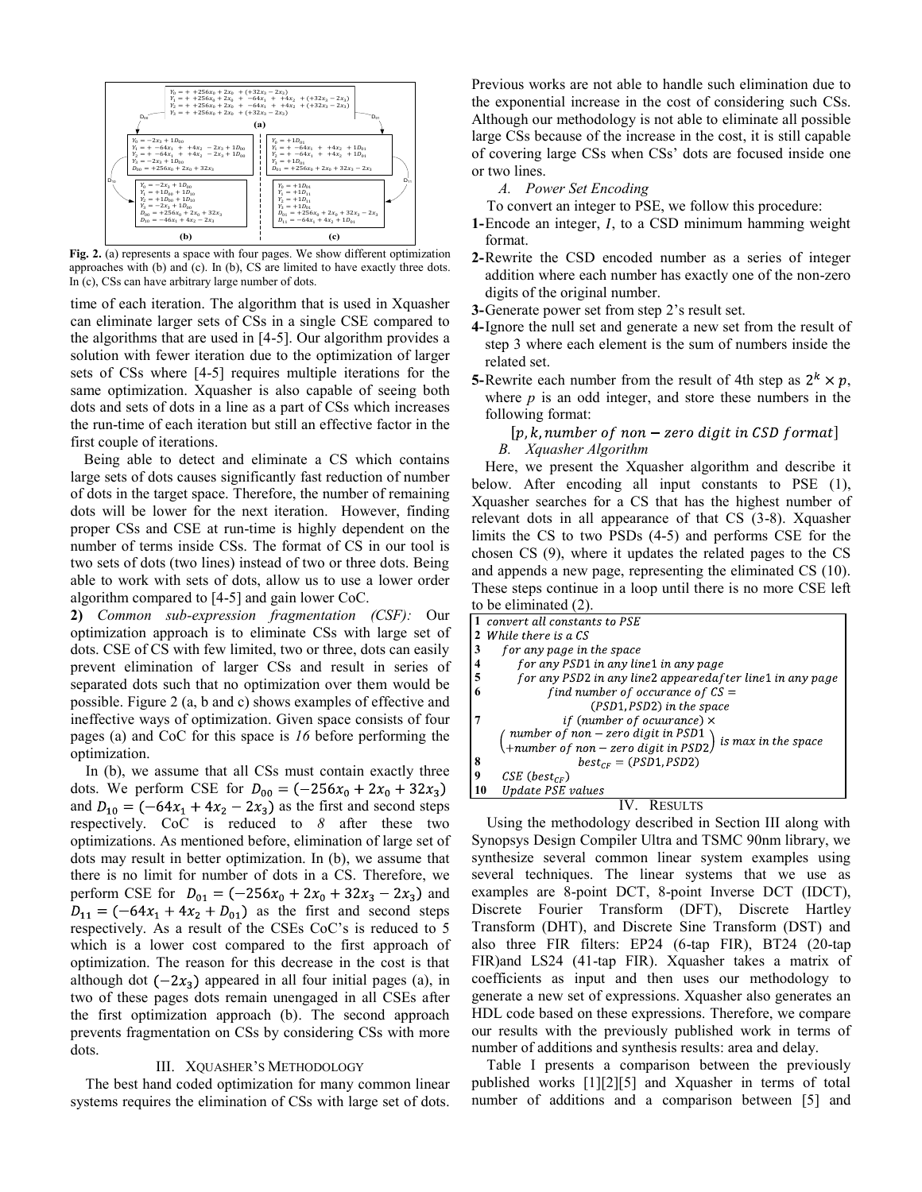**(a)**

$$Y_0 = + +256x_0 + 2x_0 + (+32x_3 - 2x_3)$$
$$Y_1 = + +256x_0 + 2x_0 + -64x_1 + +4x_2 + (+32x_3 - 2x_3)$$
$$Y_2 = + +256x_0 + 2x_0 + -64x_1 + +4x_2 + (+32x_3 - 2x_3)$$
$$Y_3 = + +256x_0 + 2x_0 + (+32x_3 - 2x_3)$$

**(b)** ($D_{00}$, then $D_{10}$)

$$Y_0 = -2x_3 + 1D_{00}$$
$$Y_1 = + -64x_1 + +4x_2 - 2x_3 + 1D_{00}$$
$$Y_2 = + -64x_1 + +4x_2 - 2x_3 + 1D_{00}$$
$$Y_3 = -2x_3 + 1D_{00}$$
$$D_{00} = +256x_0 + 2x_0 + 32x_3$$

$$Y_0 = -2x_3 + 1D_{00}$$
$$Y_1 = +1D_{00} + 1D_{10}$$
$$Y_2 = +1D_{00} + 1D_{10}$$
$$Y_3 = -2x_3 + 1D_{00}$$
$$D_{00} = +256x_0 + 2x_0 + 32x_3$$
$$D_{10} = -46x_1 + 4x_2 - 2x_3$$

**(c)** ($D_{01}$, then $D_{11}$)

$$Y_0 = +1D_{01}$$
$$Y_1 = + -64x_1 + +4x_2 + 1D_{01}$$
$$Y_2 = + -64x_1 + +4x_2 + 1D_{01}$$
$$Y_3 = +1D_{01}$$
$$D_{01} = +256x_0 + 2x_0 + 32x_3 - 2x_3$$

$$Y_0 = +1D_{01}$$
$$Y_1 = +1D_{11}$$
$$Y_2 = +1D_{11}$$
$$Y_3 = +1D_{01}$$
$$D_{01} = +256x_0 + 2x_0 + 32x_3 - 2x_3$$
$$D_{11} = -64x_1 + 4x_2 + 1D_{01}$$

**Fig. 2.** (a) represents a space with four pages. We show different optimization approaches with (b) and (c). In (b), CS are limited to have exactly three dots. In (c), CSs can have arbitrary large number of dots.

time of each iteration. The algorithm that is used in Xquasher can eliminate larger sets of CSs in a single CSE compared to the algorithms that are used in [4-5]. Our algorithm provides a solution with fewer iteration due to the optimization of larger sets of CSs where [4-5] requires multiple iterations for the same optimization. Xquasher is also capable of seeing both dots and sets of dots in a line as a part of CSs which increases the run-time of each iteration but still an effective factor in the first couple of iterations.

Being able to detect and eliminate a CS which contains large sets of dots causes significantly fast reduction of number of dots in the target space. Therefore, the number of remaining dots will be lower for the next iteration. However, finding proper CSs and CSE at run-time is highly dependent on the number of terms inside CSs. The format of CS in our tool is two sets of dots (two lines) instead of two or three dots. Being able to work with sets of dots, allow us to use a lower order algorithm compared to [4-5] and gain lower CoC.

**2)** *Common sub-expression fragmentation (CSF):* Our optimization approach is to eliminate CSs with large set of dots. CSE of CS with few limited, two or three, dots can easily prevent elimination of larger CSs and result in series of separated dots such that no optimization over them would be possible. Figure 2 (a, b and c) shows examples of effective and ineffective ways of optimization. Given space consists of four pages (a) and CoC for this space is *16* before performing the optimization.

In (b), we assume that all CSs must contain exactly three dots. We perform CSE for $D_{00} = (-256x_0 + 2x_0 + 32x_3)$ and $D_{10} = (-64x_1 + 4x_2 - 2x_3)$ as the first and second steps respectively. CoC is reduced to *8* after these two optimizations. As mentioned before, elimination of large set of dots may result in better optimization. In (b), we assume that there is no limit for number of dots in a CS. Therefore, we perform CSE for $D_{01} = (-256x_0 + 2x_0 + 32x_3 - 2x_3)$ and $D_{11} = (-64x_1 + 4x_2 + D_{01})$ as the first and second steps respectively. As a result of the CSEs CoC's is reduced to 5 which is a lower cost compared to the first approach of optimization. The reason for this decrease in the cost is that although dot $(-2x_3)$ appeared in all four initial pages (a), in two of these pages dots remain unengaged in all CSEs after the first optimization approach (b). The second approach prevents fragmentation on CSs by considering CSs with more dots.

## III. Xquasher's Methodology

The best hand coded optimization for many common linear systems requires the elimination of CSs with large set of dots. Previous works are not able to handle such elimination due to the exponential increase in the cost of considering such CSs. Although our methodology is not able to eliminate all possible large CSs because of the increase in the cost, it is still capable of covering large CSs when CSs' dots are focused inside one or two lines.

### A. Power Set Encoding

To convert an integer to PSE, we follow this procedure:

**1-** Encode an integer, $I$, to a CSD minimum hamming weight format.

**2-** Rewrite the CSD encoded number as a series of integer addition where each number has exactly one of the non-zero digits of the original number.

**3-** Generate power set from step 2's result set.

**4-** Ignore the null set and generate a new set from the result of step 3 where each element is the sum of numbers inside the related set.

**5-** Rewrite each number from the result of 4th step as $2^k \times p$, where $p$ is an odd integer, and store these numbers in the following format:

$$[p, k, number\ of\ non-zero\ digit\ in\ CSD\ format]$$

### B. Xquasher Algorithm

Here, we present the Xquasher algorithm and describe it below. After encoding all input constants to PSE (1), Xquasher searches for a CS that has the highest number of relevant dots in all appearance of that CS (3-8). Xquasher limits the CS to two PSDs (4-5) and performs CSE for the chosen CS (9), where it updates the related pages to the CS and appends a new page, representing the eliminated CS (10). These steps continue in a loop until there is no more CSE left to be eliminated (2).

```
1  convert all constants to PSE
2  While there is a CS
3      for any page in the space
4        for any PSD1 in any line1 in any page
5        for any PSD2 in any line2 appeared after line1 in any page
6              find number of occurance of CS =
                        (PSD1, PSD2) in the space
7              if (number of ocuurance) ×
       (number of non-zero digit in PSD1
        +number of non-zero digit in PSD2) is max in the space
8                  best_CF = (PSD1, PSD2)
9  CSE (best_CF)
10 Update PSE values
```

## IV. Results

Using the methodology described in Section III along with Synopsys Design Compiler Ultra and TSMC 90nm library, we synthesize several common linear system examples using several techniques. The linear systems that we use as examples are 8-point DCT, 8-point Inverse DCT (IDCT), Discrete Fourier Transform (DFT), Discrete Hartley Transform (DHT), and Discrete Sine Transform (DST) and also three FIR filters: EP24 (6-tap FIR), BT24 (20-tap FIR)and LS24 (41-tap FIR). Xquasher takes a matrix of coefficients as input and then uses our methodology to generate a new set of expressions. Xquasher also generates an HDL code based on these expressions. Therefore, we compare our results with the previously published work in terms of number of additions and synthesis results: area and delay.

Table I presents a comparison between the previously published works [1][2][5] and Xquasher in terms of total number of additions and a comparison between [5] and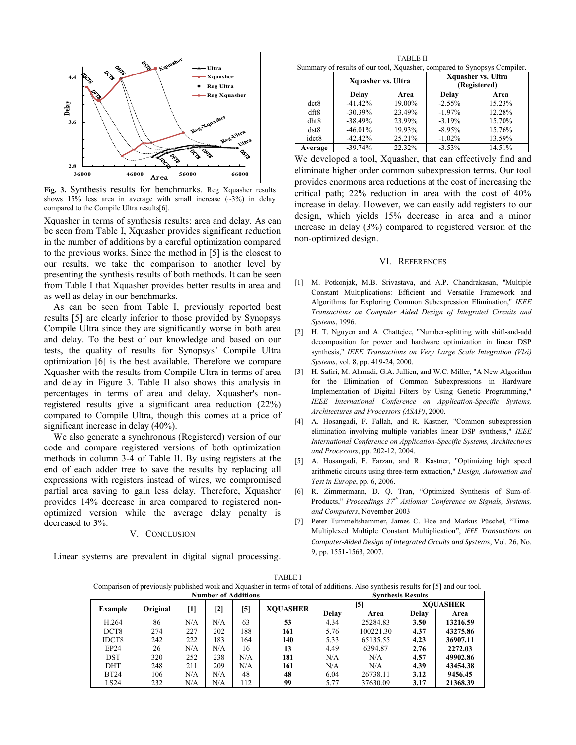Delay

4.4

3.6

2.8

36000

46000

56000

66000

Area

Ultra

Xquasher

Reg Ultra

Reg Xquasher

IDCT8

DCT8

DHT8

DST8

DFT8

Xquasher

Reg-Xquasher

Reg-Ultra

Ultra

IDCT8

DFT8

DCT8

DHT8

DST8

**Fig. 3.** Synthesis results for benchmarks. Reg Xquasher results shows 15% less area in average with small increase (~3%) in delay compared to the Compile Ultra results[6].

Xquasher in terms of synthesis results: area and delay. As can be seen from Table I, Xquasher provides significant reduction in the number of additions by a careful optimization compared to the previous works. Since the method in [5] is the closest to our results, we take the comparison to another level by presenting the synthesis results of both methods. It can be seen from Table I that Xquasher provides better results in area and as well as delay in our benchmarks.

As can be seen from Table I, previously reported best results [5] are clearly inferior to those provided by Synopsys Compile Ultra since they are significantly worse in both area and delay. To the best of our knowledge and based on our tests, the quality of results for Synopsys' Compile Ultra optimization [6] is the best available. Therefore we compare Xquasher with the results from Compile Ultra in terms of area and delay in Figure 3. Table II also shows this analysis in percentages in terms of area and delay. Xquasher's non-registered results give a significant area reduction (22%) compared to Compile Ultra, though this comes at a price of significant increase in delay (40%).

We also generate a synchronous (Registered) version of our code and compare registered versions of both optimization methods in column 3-4 of Table II. By using registers at the end of each adder tree to save the results by replacing all expressions with registers instead of wires, we compromised partial area saving to gain less delay. Therefore, Xquasher provides 14% decrease in area compared to registered non-optimized version while the average delay penalty is decreased to 3%.

## V. Conclusion

Linear systems are prevalent in digital signal processing. We developed a tool, Xquasher, that can effectively find and eliminate higher order common subexpression terms. Our tool provides enormous area reductions at the cost of increasing the critical path; 22% reduction in area with the cost of 40% increase in delay. However, we can easily add registers to our design, which yields 15% decrease in area and a minor increase in delay (3%) compared to registered version of the non-optimized design.

TABLE II

Summary of results of our tool, Xquasher, compared to Synopsys Compiler.

| | Xquasher vs. Ultra | | Xquasher vs. Ultra (Registered) | |
|---|---|---|---|---|
| | Delay | Area | Delay | Area |
| dct8 | -41.42% | 19.00% | -2.55% | 15.23% |
| dft8 | -30.39% | 23.49% | -1.97% | 12.28% |
| dht8 | -38.49% | 23.99% | -3.19% | 15.70% |
| dst8 | -46.01% | 19.93% | -8.95% | 15.76% |
| idct8 | -42.42% | 25.21% | -1.02% | 13.59% |
| **Average** | -39.74% | 22.32% | -3.53% | 14.51% |

## VI. References

[1] M. Potkonjak, M.B. Srivastava, and A.P. Chandrakasan, "Multiple Constant Multiplications: Efficient and Versatile Framework and Algorithms for Exploring Common Subexpression Elimination," *IEEE Transactions on Computer Aided Design of Integrated Circuits and Systems*, 1996.

[2] H. T. Nguyen and A. Chattejee, "Number-splitting with shift-and-add decomposition for power and hardware optimization in linear DSP synthesis," *IEEE Transactions on Very Large Scale Integration (Vlsi) Systems*, vol. 8, pp. 419-24, 2000.

[3] H. Safiri, M. Ahmadi, G.A. Jullien, and W.C. Miller, "A New Algorithm for the Elimination of Common Subexpressions in Hardware Implementation of Digital Filters by Using Genetic Programming," *IEEE International Conference on Application-Specific Systems, Architectures and Processors (ASAP)*, 2000.

[4] A. Hosangadi, F. Fallah, and R. Kastner, "Common subexpression elimination involving multiple variables linear DSP synthesis," *IEEE International Conference on Application-Specific Systems, Architectures and Processors*, pp. 202-12, 2004.

[5] A. Hosangadi, F. Farzan, and R. Kastner, "Optimizing high speed arithmetic circuits using three-term extraction," *Design, Automation and Test in Europe*, pp. 6, 2006.

[6] R. Zimmermann, D. Q. Tran, "Optimized Synthesis of Sum-of-Products," *Proceedings 37th Asilomar Conference on Signals, Systems, and Computers*, November 2003

[7] Peter Tummeltshammer, James C. Hoe and Markus Püschel, "Time-Multiplexed Multiple Constant Multiplication", *IEEE Transactions on Computer-Aided Design of Integrated Circuits and Systems*, Vol. 26, No. 9, pp. 1551-1563, 2007.

TABLE I

Comparison of previously published work and Xquasher in terms of total of additions. Also synthesis results for [5] and our tool.

| Example | Number of Additions | | | | | Synthesis Results | | | |
|---|---|---|---|---|---|---|---|---|---|
| | Original | [1] | [2] | [5] | XQUASHER | [5] | | XQUASHER | |
| | | | | | | Delay | Area | Delay | Area |
| H.264 | 86 | N/A | N/A | 63 | **53** | 4.34 | 25284.83 | **3.50** | **13216.59** |
| DCT8 | 274 | 227 | 202 | 188 | **161** | 5.76 | 100221.30 | **4.37** | **43275.86** |
| IDCT8 | 242 | 222 | 183 | 164 | **140** | 5.33 | 65135.55 | **4.23** | **36907.11** |
| EP24 | 26 | N/A | N/A | 16 | **13** | 4.49 | 6394.87 | **2.76** | **2272.03** |
| DST | 320 | 252 | 238 | N/A | **181** | N/A | N/A | **4.57** | **49902.86** |
| DHT | 248 | 211 | 209 | N/A | **161** | N/A | N/A | **4.39** | **43454.38** |
| BT24 | 106 | N/A | N/A | 48 | **48** | 6.04 | 26738.11 | **3.12** | **9456.45** |
| LS24 | 232 | N/A | N/A | 112 | **99** | 5.77 | 37630.09 | **3.17** | **21368.39** |